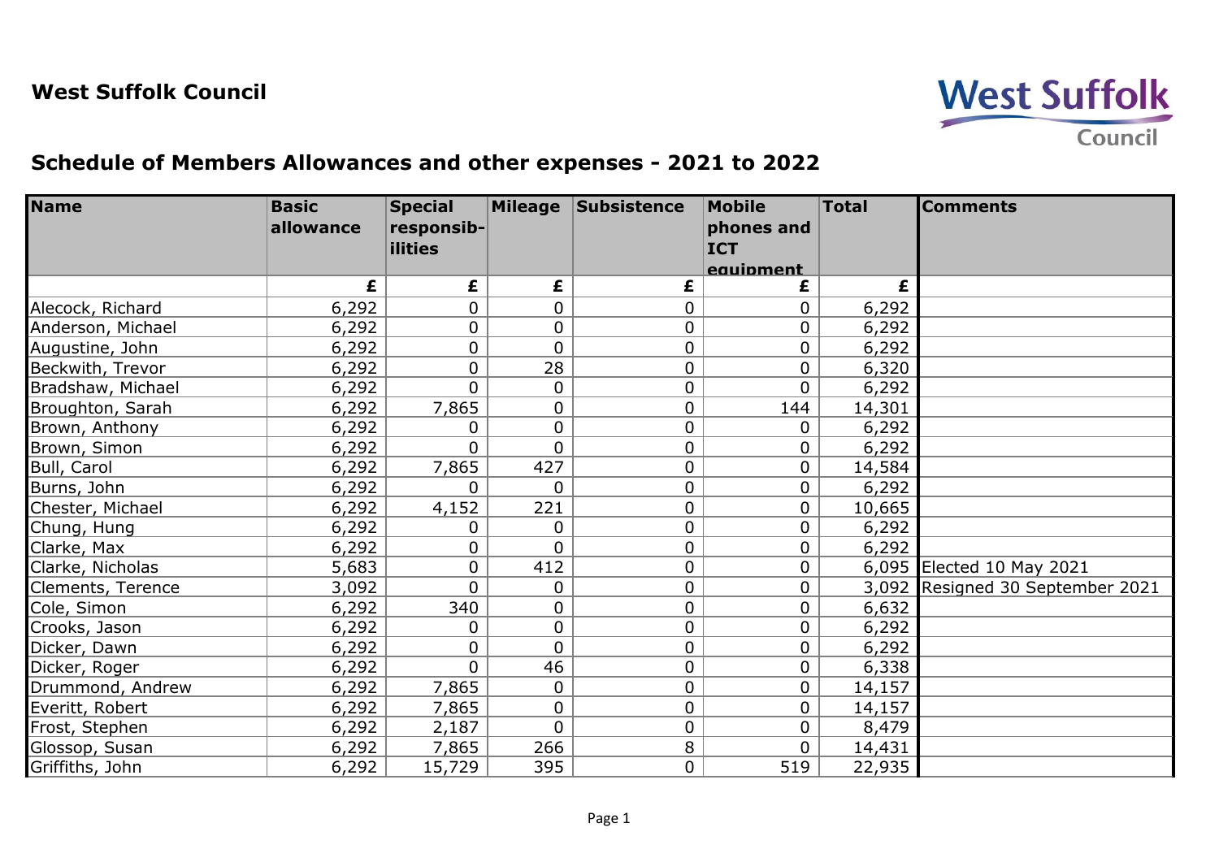**West Suffolk Council**

West Suffolk Council

## Schedule of Members Allowances and other expenses - 2021 to 2022

| Name | Basic allowance | Special responsib-ilities | Mileage | Subsistence | Mobile phones and ICT equipment | Total | Comments |
|---|---|---|---|---|---|---|---|
| | £ | £ | £ | £ | £ | £ | |
| Alecock, Richard | 6,292 | 0 | 0 | 0 | 0 | 6,292 | |
| Anderson, Michael | 6,292 | 0 | 0 | 0 | 0 | 6,292 | |
| Augustine, John | 6,292 | 0 | 0 | 0 | 0 | 6,292 | |
| Beckwith, Trevor | 6,292 | 0 | 28 | 0 | 0 | 6,320 | |
| Bradshaw, Michael | 6,292 | 0 | 0 | 0 | 0 | 6,292 | |
| Broughton, Sarah | 6,292 | 7,865 | 0 | 0 | 144 | 14,301 | |
| Brown, Anthony | 6,292 | 0 | 0 | 0 | 0 | 6,292 | |
| Brown, Simon | 6,292 | 0 | 0 | 0 | 0 | 6,292 | |
| Bull, Carol | 6,292 | 7,865 | 427 | 0 | 0 | 14,584 | |
| Burns, John | 6,292 | 0 | 0 | 0 | 0 | 6,292 | |
| Chester, Michael | 6,292 | 4,152 | 221 | 0 | 0 | 10,665 | |
| Chung, Hung | 6,292 | 0 | 0 | 0 | 0 | 6,292 | |
| Clarke, Max | 6,292 | 0 | 0 | 0 | 0 | 6,292 | |
| Clarke, Nicholas | 5,683 | 0 | 412 | 0 | 0 | 6,095 | Elected 10 May 2021 |
| Clements, Terence | 3,092 | 0 | 0 | 0 | 0 | 3,092 | Resigned 30 September 2021 |
| Cole, Simon | 6,292 | 340 | 0 | 0 | 0 | 6,632 | |
| Crooks, Jason | 6,292 | 0 | 0 | 0 | 0 | 6,292 | |
| Dicker, Dawn | 6,292 | 0 | 0 | 0 | 0 | 6,292 | |
| Dicker, Roger | 6,292 | 0 | 46 | 0 | 0 | 6,338 | |
| Drummond, Andrew | 6,292 | 7,865 | 0 | 0 | 0 | 14,157 | |
| Everitt, Robert | 6,292 | 7,865 | 0 | 0 | 0 | 14,157 | |
| Frost, Stephen | 6,292 | 2,187 | 0 | 0 | 0 | 8,479 | |
| Glossop, Susan | 6,292 | 7,865 | 266 | 8 | 0 | 14,431 | |
| Griffiths, John | 6,292 | 15,729 | 395 | 0 | 519 | 22,935 | |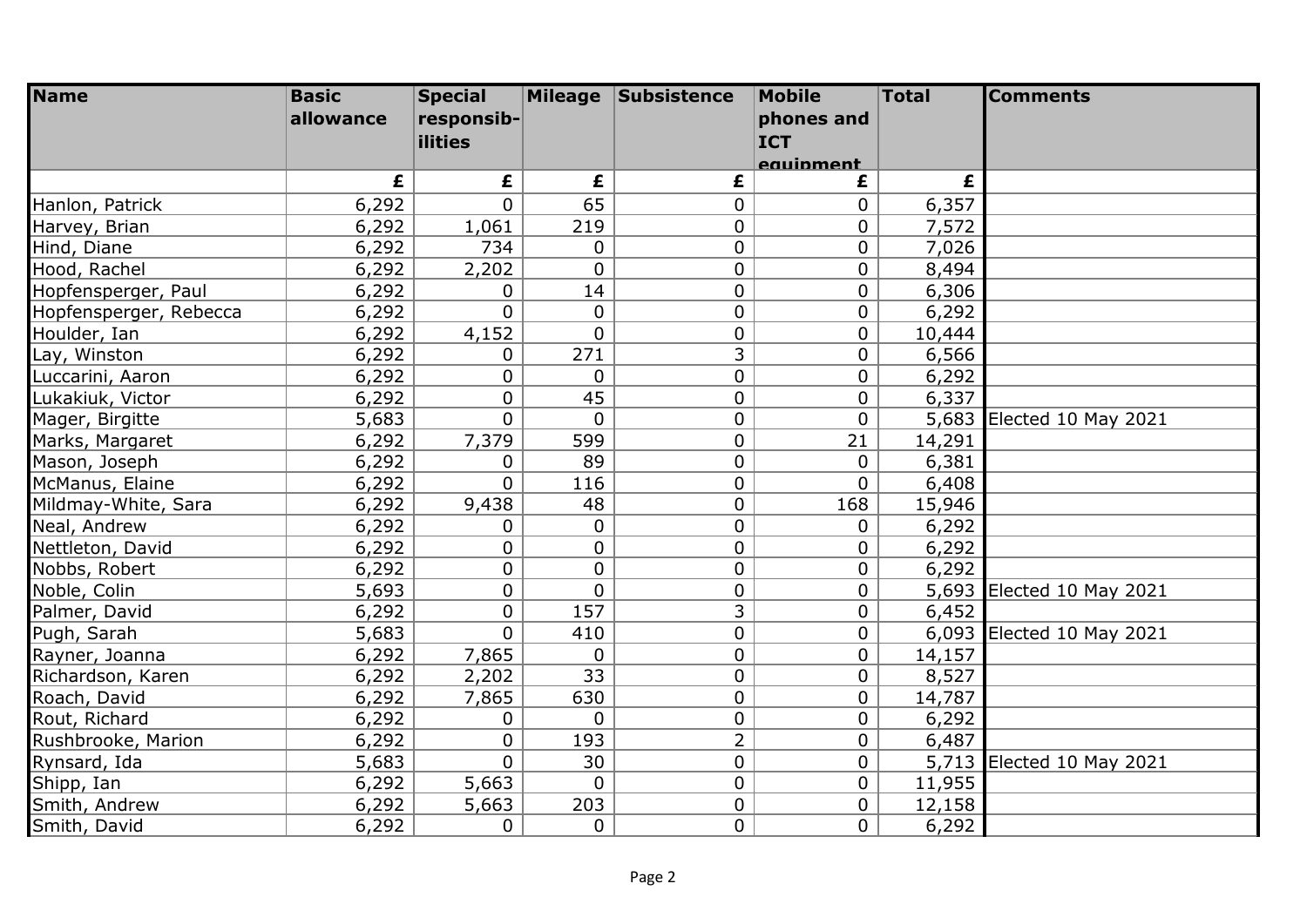| Name | Basic allowance | Special responsib-ilities | Mileage | Subsistence | Mobile phones and ICT equipment | Total | Comments |
|---|---|---|---|---|---|---|---|
| | £ | £ | £ | £ | £ | £ | |
| Hanlon, Patrick | 6,292 | 0 | 65 | 0 | 0 | 6,357 | |
| Harvey, Brian | 6,292 | 1,061 | 219 | 0 | 0 | 7,572 | |
| Hind, Diane | 6,292 | 734 | 0 | 0 | 0 | 7,026 | |
| Hood, Rachel | 6,292 | 2,202 | 0 | 0 | 0 | 8,494 | |
| Hopfensperger, Paul | 6,292 | 0 | 14 | 0 | 0 | 6,306 | |
| Hopfensperger, Rebecca | 6,292 | 0 | 0 | 0 | 0 | 6,292 | |
| Houlder, Ian | 6,292 | 4,152 | 0 | 0 | 0 | 10,444 | |
| Lay, Winston | 6,292 | 0 | 271 | 3 | 0 | 6,566 | |
| Luccarini, Aaron | 6,292 | 0 | 0 | 0 | 0 | 6,292 | |
| Lukakiuk, Victor | 6,292 | 0 | 45 | 0 | 0 | 6,337 | |
| Mager, Birgitte | 5,683 | 0 | 0 | 0 | 0 | 5,683 | Elected 10 May 2021 |
| Marks, Margaret | 6,292 | 7,379 | 599 | 0 | 21 | 14,291 | |
| Mason, Joseph | 6,292 | 0 | 89 | 0 | 0 | 6,381 | |
| McManus, Elaine | 6,292 | 0 | 116 | 0 | 0 | 6,408 | |
| Mildmay-White, Sara | 6,292 | 9,438 | 48 | 0 | 168 | 15,946 | |
| Neal, Andrew | 6,292 | 0 | 0 | 0 | 0 | 6,292 | |
| Nettleton, David | 6,292 | 0 | 0 | 0 | 0 | 6,292 | |
| Nobbs, Robert | 6,292 | 0 | 0 | 0 | 0 | 6,292 | |
| Noble, Colin | 5,693 | 0 | 0 | 0 | 0 | 5,693 | Elected 10 May 2021 |
| Palmer, David | 6,292 | 0 | 157 | 3 | 0 | 6,452 | |
| Pugh, Sarah | 5,683 | 0 | 410 | 0 | 0 | 6,093 | Elected 10 May 2021 |
| Rayner, Joanna | 6,292 | 7,865 | 0 | 0 | 0 | 14,157 | |
| Richardson, Karen | 6,292 | 2,202 | 33 | 0 | 0 | 8,527 | |
| Roach, David | 6,292 | 7,865 | 630 | 0 | 0 | 14,787 | |
| Rout, Richard | 6,292 | 0 | 0 | 0 | 0 | 6,292 | |
| Rushbrooke, Marion | 6,292 | 0 | 193 | 2 | 0 | 6,487 | |
| Rynsard, Ida | 5,683 | 0 | 30 | 0 | 0 | 5,713 | Elected 10 May 2021 |
| Shipp, Ian | 6,292 | 5,663 | 0 | 0 | 0 | 11,955 | |
| Smith, Andrew | 6,292 | 5,663 | 203 | 0 | 0 | 12,158 | |
| Smith, David | 6,292 | 0 | 0 | 0 | 0 | 6,292 | |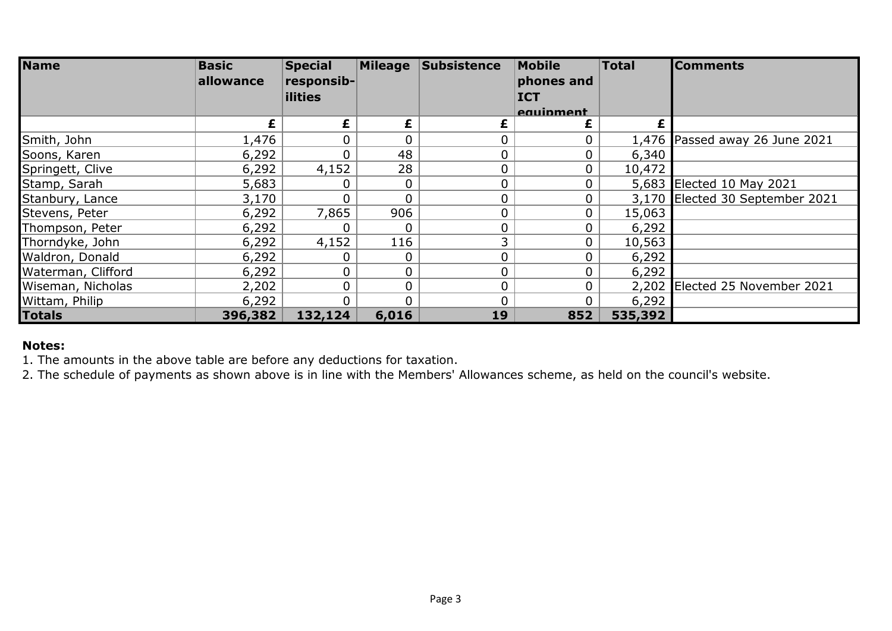| Name | Basic allowance | Special responsib-ilities | Mileage | Subsistence | Mobile phones and ICT equipment | Total | Comments |
|---|---|---|---|---|---|---|---|
| | £ | £ | £ | £ | £ | £ | |
| Smith, John | 1,476 | 0 | 0 | 0 | 0 | 1,476 | Passed away 26 June 2021 |
| Soons, Karen | 6,292 | 0 | 48 | 0 | 0 | 6,340 | |
| Springett, Clive | 6,292 | 4,152 | 28 | 0 | 0 | 10,472 | |
| Stamp, Sarah | 5,683 | 0 | 0 | 0 | 0 | 5,683 | Elected 10 May 2021 |
| Stanbury, Lance | 3,170 | 0 | 0 | 0 | 0 | 3,170 | Elected 30 September 2021 |
| Stevens, Peter | 6,292 | 7,865 | 906 | 0 | 0 | 15,063 | |
| Thompson, Peter | 6,292 | 0 | 0 | 0 | 0 | 6,292 | |
| Thorndyke, John | 6,292 | 4,152 | 116 | 3 | 0 | 10,563 | |
| Waldron, Donald | 6,292 | 0 | 0 | 0 | 0 | 6,292 | |
| Waterman, Clifford | 6,292 | 0 | 0 | 0 | 0 | 6,292 | |
| Wiseman, Nicholas | 2,202 | 0 | 0 | 0 | 0 | 2,202 | Elected 25 November 2021 |
| Wittam, Philip | 6,292 | 0 | 0 | 0 | 0 | 6,292 | |
| **Totals** | **396,382** | **132,124** | **6,016** | **19** | **852** | **535,392** | |

**Notes:**

1. The amounts in the above table are before any deductions for taxation.
2. The schedule of payments as shown above is in line with the Members' Allowances scheme, as held on the council's website.